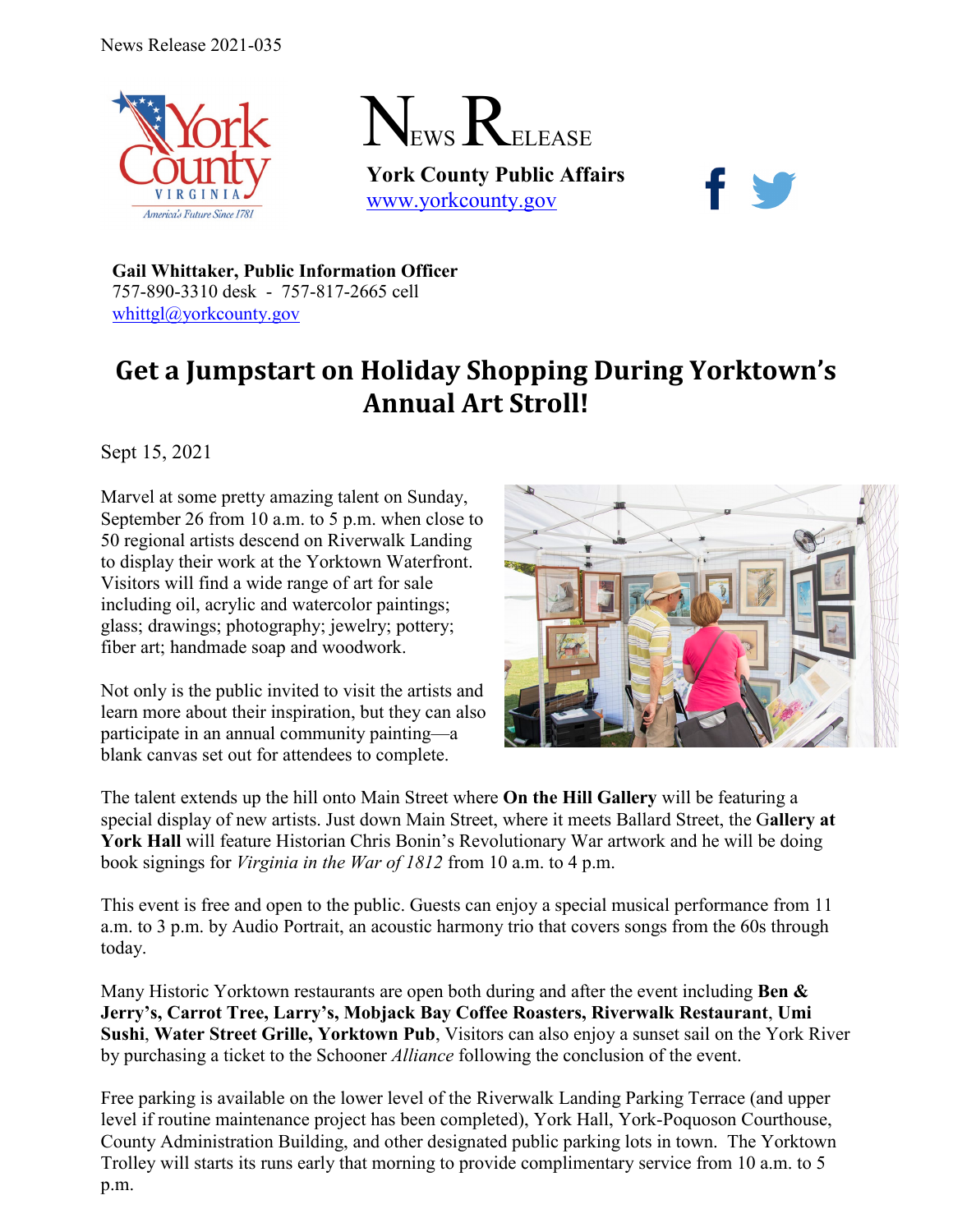News Release 2021-035

# NEWS RELEASE

**York County Public Affairs**
www.yorkcounty.gov

**Gail Whittaker, Public Information Officer**
757-890-3310 desk - 757-817-2665 cell
whittgl@yorkcounty.gov

## Get a Jumpstart on Holiday Shopping During Yorktown's Annual Art Stroll!

Sept 15, 2021

Marvel at some pretty amazing talent on Sunday, September 26 from 10 a.m. to 5 p.m. when close to 50 regional artists descend on Riverwalk Landing to display their work at the Yorktown Waterfront. Visitors will find a wide range of art for sale including oil, acrylic and watercolor paintings; glass; drawings; photography; jewelry; pottery; fiber art; handmade soap and woodwork.

Not only is the public invited to visit the artists and learn more about their inspiration, but they can also participate in an annual community painting—a blank canvas set out for attendees to complete.

The talent extends up the hill onto Main Street where **On the Hill Gallery** will be featuring a special display of new artists. Just down Main Street, where it meets Ballard Street, the G**allery at York Hall** will feature Historian Chris Bonin's Revolutionary War artwork and he will be doing book signings for *Virginia in the War of 1812* from 10 a.m. to 4 p.m.

This event is free and open to the public. Guests can enjoy a special musical performance from 11 a.m. to 3 p.m. by Audio Portrait, an acoustic harmony trio that covers songs from the 60s through today.

Many Historic Yorktown restaurants are open both during and after the event including **Ben & Jerry's, Carrot Tree, Larry's, Mobjack Bay Coffee Roasters, Riverwalk Restaurant**, **Umi Sushi**, **Water Street Grille, Yorktown Pub**, Visitors can also enjoy a sunset sail on the York River by purchasing a ticket to the Schooner *Alliance* following the conclusion of the event.

Free parking is available on the lower level of the Riverwalk Landing Parking Terrace (and upper level if routine maintenance project has been completed), York Hall, York-Poquoson Courthouse, County Administration Building, and other designated public parking lots in town. The Yorktown Trolley will starts its runs early that morning to provide complimentary service from 10 a.m. to 5 p.m.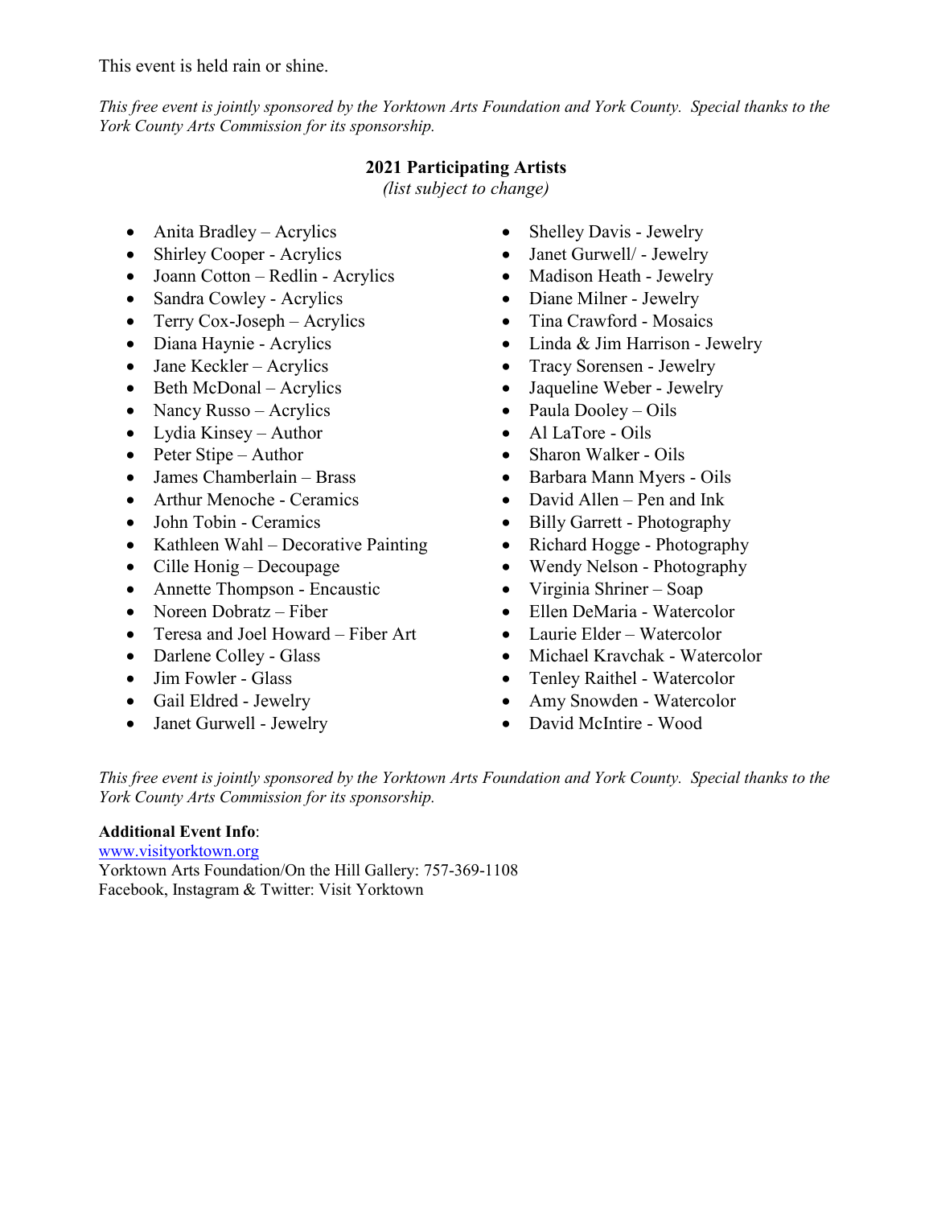This event is held rain or shine.

*This free event is jointly sponsored by the Yorktown Arts Foundation and York County. Special thanks to the York County Arts Commission for its sponsorship.*

**2021 Participating Artists**

*(list subject to change)*

- Anita Bradley – Acrylics
- Shirley Cooper - Acrylics
- Joann Cotton – Redlin - Acrylics
- Sandra Cowley - Acrylics
- Terry Cox-Joseph – Acrylics
- Diana Haynie - Acrylics
- Jane Keckler – Acrylics
- Beth McDonal – Acrylics
- Nancy Russo – Acrylics
- Lydia Kinsey – Author
- Peter Stipe – Author
- James Chamberlain – Brass
- Arthur Menoche - Ceramics
- John Tobin - Ceramics
- Kathleen Wahl – Decorative Painting
- Cille Honig – Decoupage
- Annette Thompson - Encaustic
- Noreen Dobratz – Fiber
- Teresa and Joel Howard – Fiber Art
- Darlene Colley - Glass
- Jim Fowler - Glass
- Gail Eldred - Jewelry
- Janet Gurwell - Jewelry
- Shelley Davis - Jewelry
- Janet Gurwell/ - Jewelry
- Madison Heath - Jewelry
- Diane Milner - Jewelry
- Tina Crawford - Mosaics
- Linda & Jim Harrison - Jewelry
- Tracy Sorensen - Jewelry
- Jaqueline Weber - Jewelry
- Paula Dooley – Oils
- Al LaTore - Oils
- Sharon Walker - Oils
- Barbara Mann Myers - Oils
- David Allen – Pen and Ink
- Billy Garrett - Photography
- Richard Hogge - Photography
- Wendy Nelson - Photography
- Virginia Shriner – Soap
- Ellen DeMaria - Watercolor
- Laurie Elder – Watercolor
- Michael Kravchak - Watercolor
- Tenley Raithel - Watercolor
- Amy Snowden - Watercolor
- David McIntire - Wood

*This free event is jointly sponsored by the Yorktown Arts Foundation and York County. Special thanks to the York County Arts Commission for its sponsorship.*

**Additional Event Info**:

[www.visityorktown.org](http://www.visityorktown.org)

Yorktown Arts Foundation/On the Hill Gallery: 757-369-1108

Facebook, Instagram & Twitter: Visit Yorktown